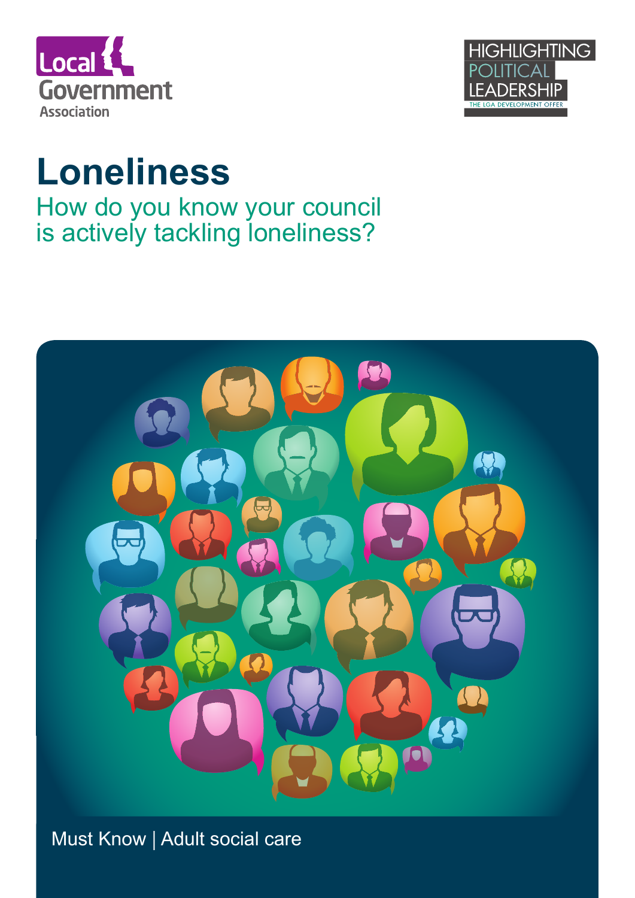Local Government Association

HIGHLIGHTING POLITICAL LEADERSHIP
THE LGA DEVELOPMENT OFFER

# Loneliness

## How do you know your council is actively tackling loneliness?

Must Know | Adult social care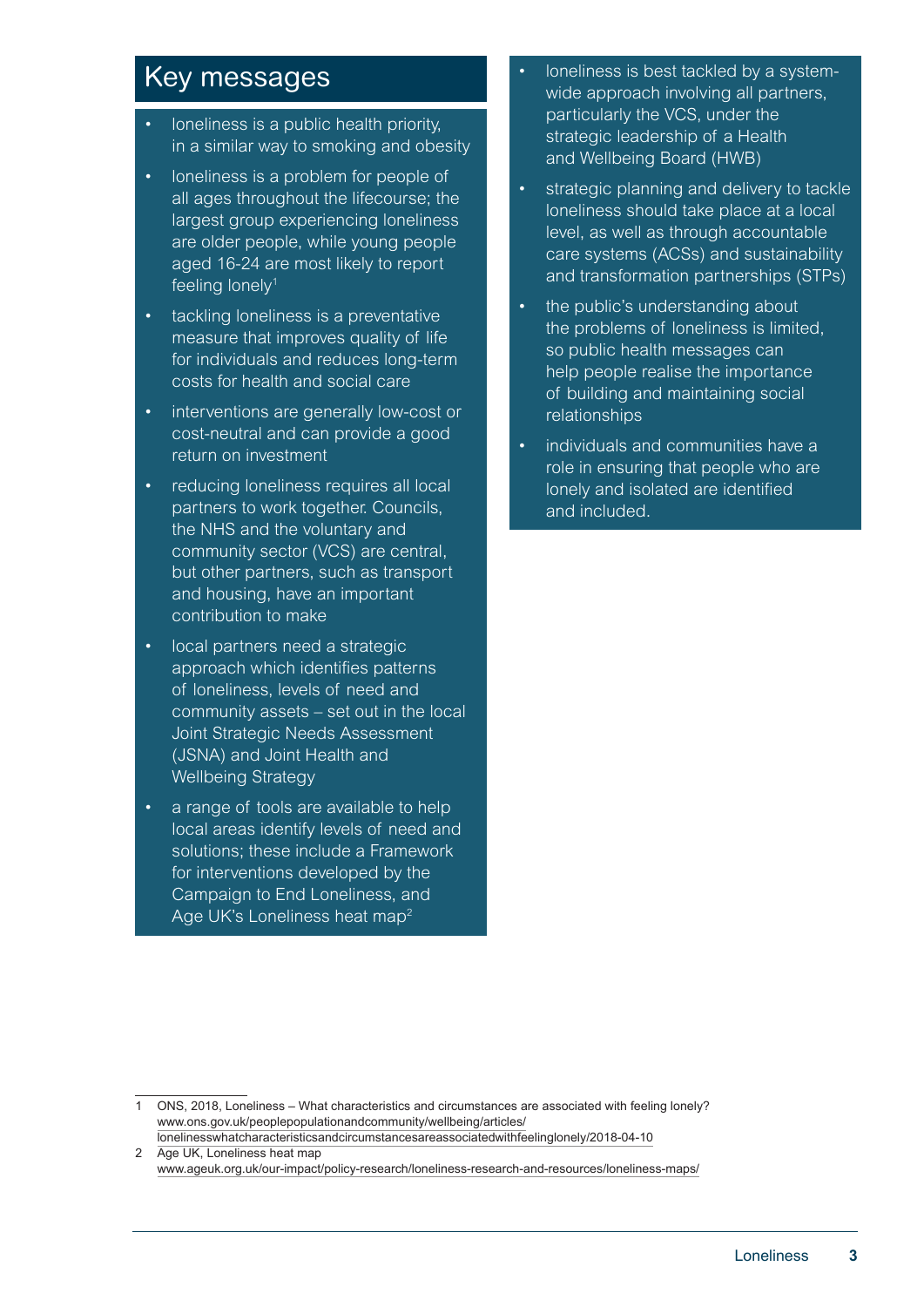## Key messages

- loneliness is a public health priority, in a similar way to smoking and obesity
- loneliness is a problem for people of all ages throughout the lifecourse; the largest group experiencing loneliness are older people, while young people aged 16-24 are most likely to report feeling lonely[1]
- tackling loneliness is a preventative measure that improves quality of life for individuals and reduces long-term costs for health and social care
- interventions are generally low-cost or cost-neutral and can provide a good return on investment
- reducing loneliness requires all local partners to work together. Councils, the NHS and the voluntary and community sector (VCS) are central, but other partners, such as transport and housing, have an important contribution to make
- local partners need a strategic approach which identifies patterns of loneliness, levels of need and community assets – set out in the local Joint Strategic Needs Assessment (JSNA) and Joint Health and Wellbeing Strategy
- a range of tools are available to help local areas identify levels of need and solutions; these include a Framework for interventions developed by the Campaign to End Loneliness, and Age UK's Loneliness heat map[2]
- loneliness is best tackled by a system-wide approach involving all partners, particularly the VCS, under the strategic leadership of a Health and Wellbeing Board (HWB)
- strategic planning and delivery to tackle loneliness should take place at a local level, as well as through accountable care systems (ACSs) and sustainability and transformation partnerships (STPs)
- the public's understanding about the problems of loneliness is limited, so public health messages can help people realise the importance of building and maintaining social relationships
- individuals and communities have a role in ensuring that people who are lonely and isolated are identified and included.

---

1 ONS, 2018, Loneliness – What characteristics and circumstances are associated with feeling lonely? www.ons.gov.uk/peoplepopulationandcommunity/wellbeing/articles/lonelinesswhatcharacteristicsandcircumstancesareassociatedwithfeelinglonely/2018-04-10

2 Age UK, Loneliness heat map www.ageuk.org.uk/our-impact/policy-research/loneliness-research-and-resources/loneliness-maps/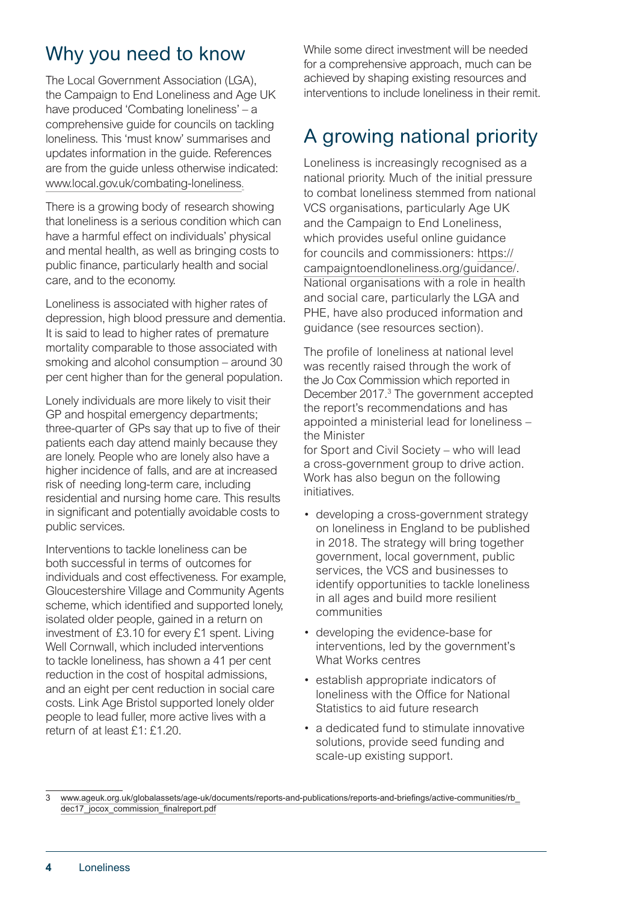## Why you need to know

The Local Government Association (LGA), the Campaign to End Loneliness and Age UK have produced 'Combating loneliness' – a comprehensive guide for councils on tackling loneliness. This 'must know' summarises and updates information in the guide. References are from the guide unless otherwise indicated: www.local.gov.uk/combating-loneliness.

There is a growing body of research showing that loneliness is a serious condition which can have a harmful effect on individuals' physical and mental health, as well as bringing costs to public finance, particularly health and social care, and to the economy.

Loneliness is associated with higher rates of depression, high blood pressure and dementia. It is said to lead to higher rates of premature mortality comparable to those associated with smoking and alcohol consumption – around 30 per cent higher than for the general population.

Lonely individuals are more likely to visit their GP and hospital emergency departments; three-quarter of GPs say that up to five of their patients each day attend mainly because they are lonely. People who are lonely also have a higher incidence of falls, and are at increased risk of needing long-term care, including residential and nursing home care. This results in significant and potentially avoidable costs to public services.

Interventions to tackle loneliness can be both successful in terms of outcomes for individuals and cost effectiveness. For example, Gloucestershire Village and Community Agents scheme, which identified and supported lonely, isolated older people, gained in a return on investment of £3.10 for every £1 spent. Living Well Cornwall, which included interventions to tackle loneliness, has shown a 41 per cent reduction in the cost of hospital admissions, and an eight per cent reduction in social care costs. Link Age Bristol supported lonely older people to lead fuller, more active lives with a return of at least £1: £1.20.

While some direct investment will be needed for a comprehensive approach, much can be achieved by shaping existing resources and interventions to include loneliness in their remit.

## A growing national priority

Loneliness is increasingly recognised as a national priority. Much of the initial pressure to combat loneliness stemmed from national VCS organisations, particularly Age UK and the Campaign to End Loneliness, which provides useful online guidance for councils and commissioners: https://campaigntoendloneliness.org/guidance/. National organisations with a role in health and social care, particularly the LGA and PHE, have also produced information and guidance (see resources section).

The profile of loneliness at national level was recently raised through the work of the Jo Cox Commission which reported in December 2017.[3] The government accepted the report's recommendations and has appointed a ministerial lead for loneliness – the Minister for Sport and Civil Society – who will lead a cross-government group to drive action. Work has also begun on the following initiatives.

- developing a cross-government strategy on loneliness in England to be published in 2018. The strategy will bring together government, local government, public services, the VCS and businesses to identify opportunities to tackle loneliness in all ages and build more resilient communities
- developing the evidence-base for interventions, led by the government's What Works centres
- establish appropriate indicators of loneliness with the Office for National Statistics to aid future research
- a dedicated fund to stimulate innovative solutions, provide seed funding and scale-up existing support.

3 www.ageuk.org.uk/globalassets/age-uk/documents/reports-and-publications/reports-and-briefings/active-communities/rb_dec17_jocox_commission_finalreport.pdf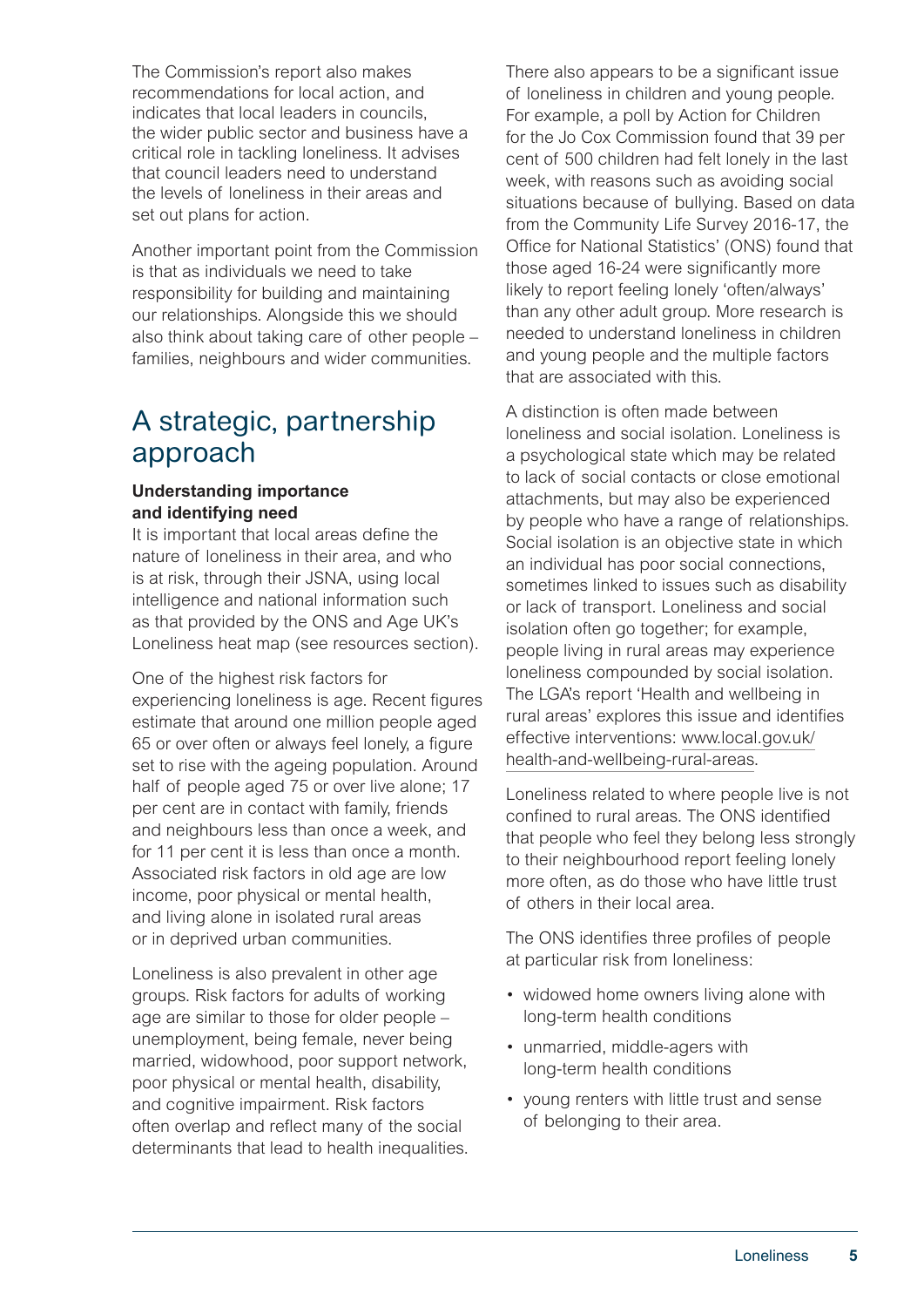The Commission's report also makes recommendations for local action, and indicates that local leaders in councils, the wider public sector and business have a critical role in tackling loneliness. It advises that council leaders need to understand the levels of loneliness in their areas and set out plans for action.

Another important point from the Commission is that as individuals we need to take responsibility for building and maintaining our relationships. Alongside this we should also think about taking care of other people – families, neighbours and wider communities.

## A strategic, partnership approach

**Understanding importance and identifying need**

It is important that local areas define the nature of loneliness in their area, and who is at risk, through their JSNA, using local intelligence and national information such as that provided by the ONS and Age UK's Loneliness heat map (see resources section).

One of the highest risk factors for experiencing loneliness is age. Recent figures estimate that around one million people aged 65 or over often or always feel lonely, a figure set to rise with the ageing population. Around half of people aged 75 or over live alone; 17 per cent are in contact with family, friends and neighbours less than once a week, and for 11 per cent it is less than once a month. Associated risk factors in old age are low income, poor physical or mental health, and living alone in isolated rural areas or in deprived urban communities.

Loneliness is also prevalent in other age groups. Risk factors for adults of working age are similar to those for older people – unemployment, being female, never being married, widowhood, poor support network, poor physical or mental health, disability, and cognitive impairment. Risk factors often overlap and reflect many of the social determinants that lead to health inequalities.

There also appears to be a significant issue of loneliness in children and young people. For example, a poll by Action for Children for the Jo Cox Commission found that 39 per cent of 500 children had felt lonely in the last week, with reasons such as avoiding social situations because of bullying. Based on data from the Community Life Survey 2016-17, the Office for National Statistics' (ONS) found that those aged 16-24 were significantly more likely to report feeling lonely 'often/always' than any other adult group. More research is needed to understand loneliness in children and young people and the multiple factors that are associated with this.

A distinction is often made between loneliness and social isolation. Loneliness is a psychological state which may be related to lack of social contacts or close emotional attachments, but may also be experienced by people who have a range of relationships. Social isolation is an objective state in which an individual has poor social connections, sometimes linked to issues such as disability or lack of transport. Loneliness and social isolation often go together; for example, people living in rural areas may experience loneliness compounded by social isolation. The LGA's report 'Health and wellbeing in rural areas' explores this issue and identifies effective interventions: www.local.gov.uk/health-and-wellbeing-rural-areas.

Loneliness related to where people live is not confined to rural areas. The ONS identified that people who feel they belong less strongly to their neighbourhood report feeling lonely more often, as do those who have little trust of others in their local area.

The ONS identifies three profiles of people at particular risk from loneliness:

- widowed home owners living alone with long-term health conditions
- unmarried, middle-agers with long-term health conditions
- young renters with little trust and sense of belonging to their area.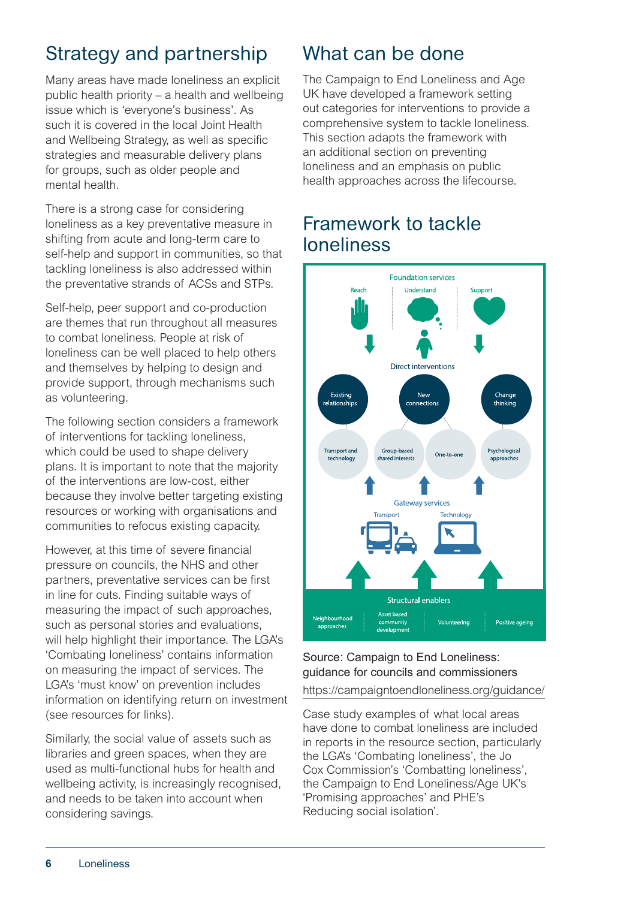## Strategy and partnership

Many areas have made loneliness an explicit public health priority – a health and wellbeing issue which is 'everyone's business'. As such it is covered in the local Joint Health and Wellbeing Strategy, as well as specific strategies and measurable delivery plans for groups, such as older people and mental health.

There is a strong case for considering loneliness as a key preventative measure in shifting from acute and long-term care to self-help and support in communities, so that tackling loneliness is also addressed within the preventative strands of ACSs and STPs.

Self-help, peer support and co-production are themes that run throughout all measures to combat loneliness. People at risk of loneliness can be well placed to help others and themselves by helping to design and provide support, through mechanisms such as volunteering.

The following section considers a framework of interventions for tackling loneliness, which could be used to shape delivery plans. It is important to note that the majority of the interventions are low-cost, either because they involve better targeting existing resources or working with organisations and communities to refocus existing capacity.

However, at this time of severe financial pressure on councils, the NHS and other partners, preventative services can be first in line for cuts. Finding suitable ways of measuring the impact of such approaches, such as personal stories and evaluations, will help highlight their importance. The LGA's 'Combating loneliness' contains information on measuring the impact of services. The LGA's 'must know' on prevention includes information on identifying return on investment (see resources for links).

Similarly, the social value of assets such as libraries and green spaces, when they are used as multi-functional hubs for health and wellbeing activity, is increasingly recognised, and needs to be taken into account when considering savings.

## What can be done

The Campaign to End Loneliness and Age UK have developed a framework setting out categories for interventions to provide a comprehensive system to tackle loneliness. This section adapts the framework with an additional section on preventing loneliness and an emphasis on public health approaches across the lifecourse.

## Framework to tackle loneliness

Foundation services: Reach | Understand | Support

Direct interventions: Existing relationships | New connections | Change thinking

Transport and technology | Group-based shared interests | One-to-one | Psychological approaches

Gateway services: Transport | Technology

Structural enablers: Neighbourhood approaches | Asset based community development | Volunteering | Positive ageing

Source: Campaign to End Loneliness: guidance for councils and commissioners
https://campaigntoendloneliness.org/guidance/

Case study examples of what local areas have done to combat loneliness are included in reports in the resource section, particularly the LGA's 'Combating loneliness', the Jo Cox Commission's 'Combatting loneliness', the Campaign to End Loneliness/Age UK's 'Promising approaches' and PHE's Reducing social isolation'.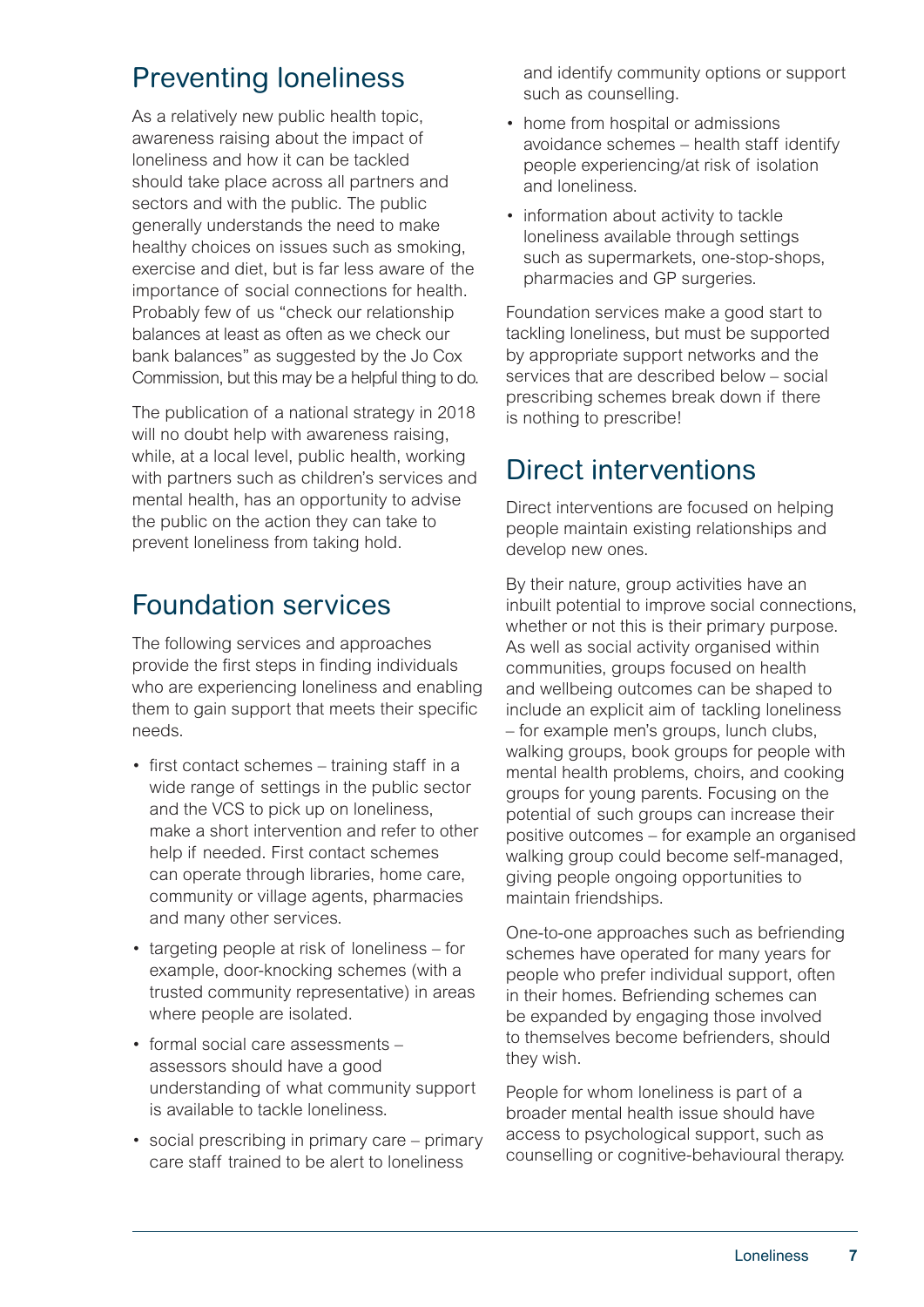## Preventing loneliness

As a relatively new public health topic, awareness raising about the impact of loneliness and how it can be tackled should take place across all partners and sectors and with the public. The public generally understands the need to make healthy choices on issues such as smoking, exercise and diet, but is far less aware of the importance of social connections for health. Probably few of us "check our relationship balances at least as often as we check our bank balances" as suggested by the Jo Cox Commission, but this may be a helpful thing to do.

The publication of a national strategy in 2018 will no doubt help with awareness raising, while, at a local level, public health, working with partners such as children's services and mental health, has an opportunity to advise the public on the action they can take to prevent loneliness from taking hold.

## Foundation services

The following services and approaches provide the first steps in finding individuals who are experiencing loneliness and enabling them to gain support that meets their specific needs.

- first contact schemes – training staff in a wide range of settings in the public sector and the VCS to pick up on loneliness, make a short intervention and refer to other help if needed. First contact schemes can operate through libraries, home care, community or village agents, pharmacies and many other services.
- targeting people at risk of loneliness – for example, door-knocking schemes (with a trusted community representative) in areas where people are isolated.
- formal social care assessments – assessors should have a good understanding of what community support is available to tackle loneliness.
- social prescribing in primary care – primary care staff trained to be alert to loneliness and identify community options or support such as counselling.
- home from hospital or admissions avoidance schemes – health staff identify people experiencing/at risk of isolation and loneliness.
- information about activity to tackle loneliness available through settings such as supermarkets, one-stop-shops, pharmacies and GP surgeries.

Foundation services make a good start to tackling loneliness, but must be supported by appropriate support networks and the services that are described below – social prescribing schemes break down if there is nothing to prescribe!

## Direct interventions

Direct interventions are focused on helping people maintain existing relationships and develop new ones.

By their nature, group activities have an inbuilt potential to improve social connections, whether or not this is their primary purpose. As well as social activity organised within communities, groups focused on health and wellbeing outcomes can be shaped to include an explicit aim of tackling loneliness – for example men's groups, lunch clubs, walking groups, book groups for people with mental health problems, choirs, and cooking groups for young parents. Focusing on the potential of such groups can increase their positive outcomes – for example an organised walking group could become self-managed, giving people ongoing opportunities to maintain friendships.

One-to-one approaches such as befriending schemes have operated for many years for people who prefer individual support, often in their homes. Befriending schemes can be expanded by engaging those involved to themselves become befrienders, should they wish.

People for whom loneliness is part of a broader mental health issue should have access to psychological support, such as counselling or cognitive-behavioural therapy.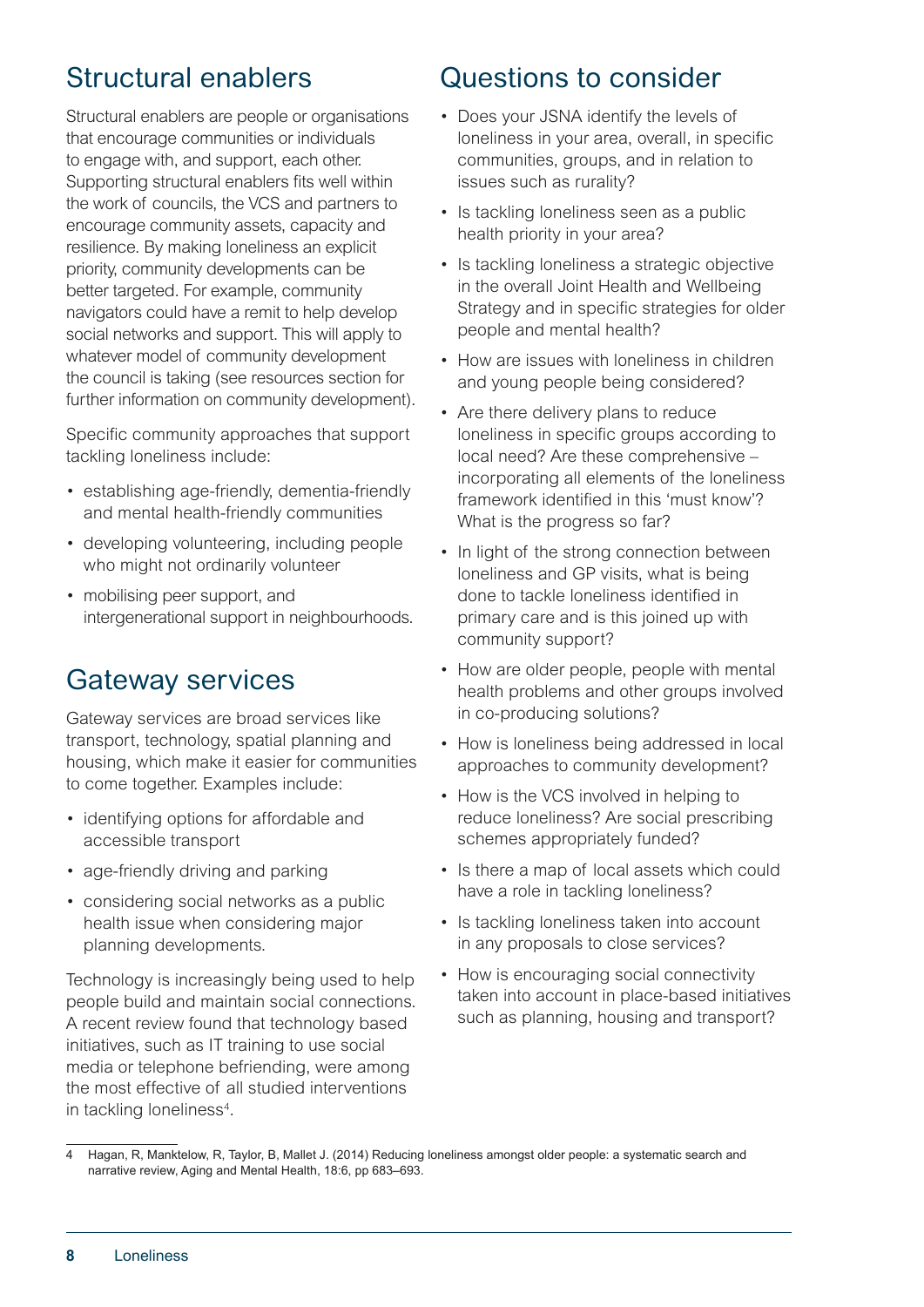## Structural enablers

Structural enablers are people or organisations that encourage communities or individuals to engage with, and support, each other. Supporting structural enablers fits well within the work of councils, the VCS and partners to encourage community assets, capacity and resilience. By making loneliness an explicit priority, community developments can be better targeted. For example, community navigators could have a remit to help develop social networks and support. This will apply to whatever model of community development the council is taking (see resources section for further information on community development).

Specific community approaches that support tackling loneliness include:

- establishing age-friendly, dementia-friendly and mental health-friendly communities
- developing volunteering, including people who might not ordinarily volunteer
- mobilising peer support, and intergenerational support in neighbourhoods.

## Gateway services

Gateway services are broad services like transport, technology, spatial planning and housing, which make it easier for communities to come together. Examples include:

- identifying options for affordable and accessible transport
- age-friendly driving and parking
- considering social networks as a public health issue when considering major planning developments.

Technology is increasingly being used to help people build and maintain social connections. A recent review found that technology based initiatives, such as IT training to use social media or telephone befriending, were among the most effective of all studied interventions in tackling loneliness[4].

## Questions to consider

- Does your JSNA identify the levels of loneliness in your area, overall, in specific communities, groups, and in relation to issues such as rurality?
- Is tackling loneliness seen as a public health priority in your area?
- Is tackling loneliness a strategic objective in the overall Joint Health and Wellbeing Strategy and in specific strategies for older people and mental health?
- How are issues with loneliness in children and young people being considered?
- Are there delivery plans to reduce loneliness in specific groups according to local need? Are these comprehensive – incorporating all elements of the loneliness framework identified in this 'must know'? What is the progress so far?
- In light of the strong connection between loneliness and GP visits, what is being done to tackle loneliness identified in primary care and is this joined up with community support?
- How are older people, people with mental health problems and other groups involved in co-producing solutions?
- How is loneliness being addressed in local approaches to community development?
- How is the VCS involved in helping to reduce loneliness? Are social prescribing schemes appropriately funded?
- Is there a map of local assets which could have a role in tackling loneliness?
- Is tackling loneliness taken into account in any proposals to close services?
- How is encouraging social connectivity taken into account in place-based initiatives such as planning, housing and transport?

---

4 Hagan, R, Manktelow, R, Taylor, B, Mallet J. (2014) Reducing loneliness amongst older people: a systematic search and narrative review, Aging and Mental Health, 18:6, pp 683–693.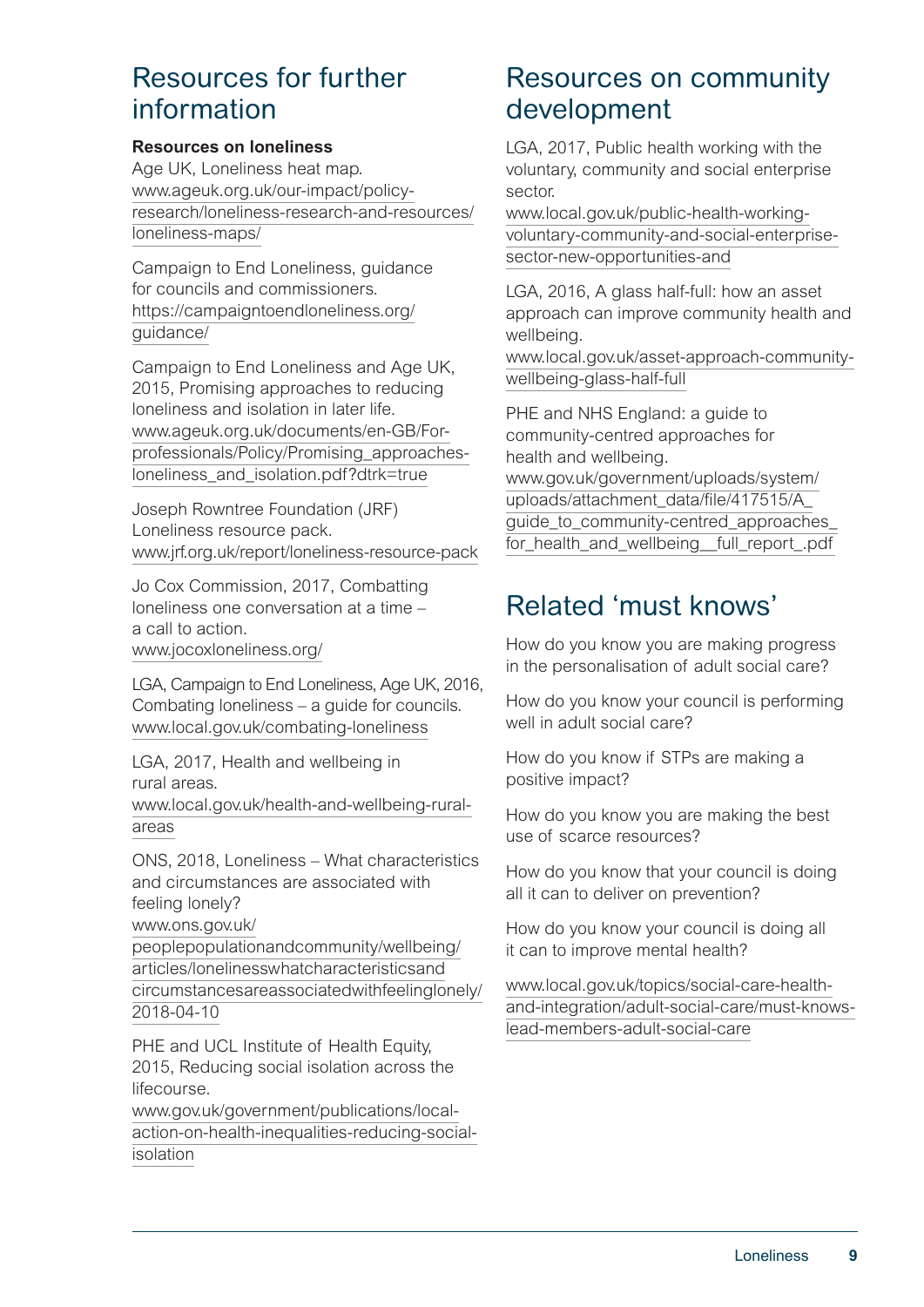## Resources for further information

**Resources on loneliness**

Age UK, Loneliness heat map.
www.ageuk.org.uk/our-impact/policy-research/loneliness-research-and-resources/loneliness-maps/

Campaign to End Loneliness, guidance for councils and commissioners.
https://campaigntoendloneliness.org/guidance/

Campaign to End Loneliness and Age UK, 2015, Promising approaches to reducing loneliness and isolation in later life.
www.ageuk.org.uk/documents/en-GB/For-professionals/Policy/Promising_approaches-loneliness_and_isolation.pdf?dtrk=true

Joseph Rowntree Foundation (JRF) Loneliness resource pack.
www.jrf.org.uk/report/loneliness-resource-pack

Jo Cox Commission, 2017, Combatting loneliness one conversation at a time – a call to action.
www.jocoxloneliness.org/

LGA, Campaign to End Loneliness, Age UK, 2016, Combating loneliness – a guide for councils.
www.local.gov.uk/combating-loneliness

LGA, 2017, Health and wellbeing in rural areas.
www.local.gov.uk/health-and-wellbeing-rural-areas

ONS, 2018, Loneliness – What characteristics and circumstances are associated with feeling lonely?
www.ons.gov.uk/peoplepopulationandcommunity/wellbeing/articles/lonelinesswhatcharacteristicsandcircumstancesareassociatedwithfeelinglonely/2018-04-10

PHE and UCL Institute of Health Equity, 2015, Reducing social isolation across the lifecourse.
www.gov.uk/government/publications/local-action-on-health-inequalities-reducing-social-isolation

## Resources on community development

LGA, 2017, Public health working with the voluntary, community and social enterprise sector.
www.local.gov.uk/public-health-working-voluntary-community-and-social-enterprise-sector-new-opportunities-and

LGA, 2016, A glass half-full: how an asset approach can improve community health and wellbeing.
www.local.gov.uk/asset-approach-community-wellbeing-glass-half-full

PHE and NHS England: a guide to community-centred approaches for health and wellbeing.
www.gov.uk/government/uploads/system/uploads/attachment_data/file/417515/A_guide_to_community-centred_approaches_for_health_and_wellbeing__full_report_.pdf

## Related 'must knows'

How do you know you are making progress in the personalisation of adult social care?

How do you know your council is performing well in adult social care?

How do you know if STPs are making a positive impact?

How do you know you are making the best use of scarce resources?

How do you know that your council is doing all it can to deliver on prevention?

How do you know your council is doing all it can to improve mental health?

www.local.gov.uk/topics/social-care-health-and-integration/adult-social-care/must-knows-lead-members-adult-social-care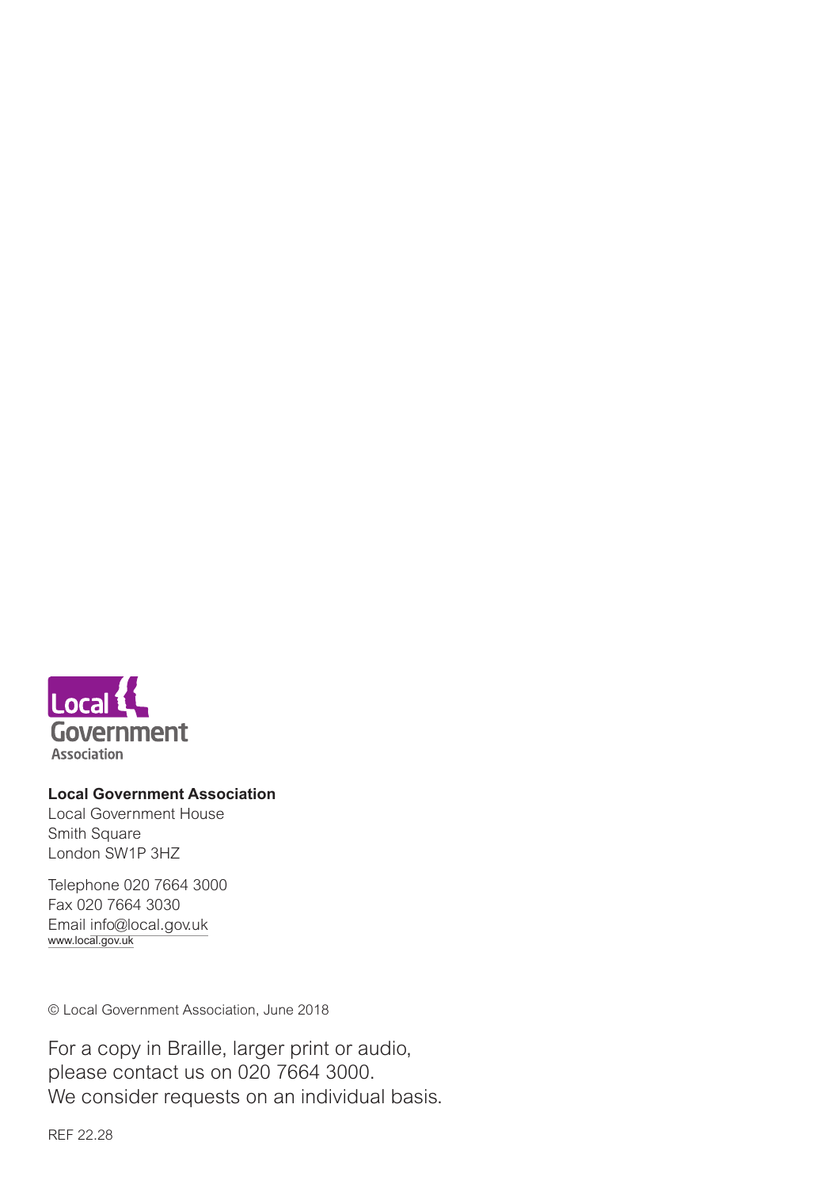Local Government Association

**Local Government Association**
Local Government House
Smith Square
London SW1P 3HZ

Telephone 020 7664 3000
Fax 020 7664 3030
Email info@local.gov.uk
www.local.gov.uk

© Local Government Association, June 2018

For a copy in Braille, larger print or audio, please contact us on 020 7664 3000. We consider requests on an individual basis.

REF 22.28